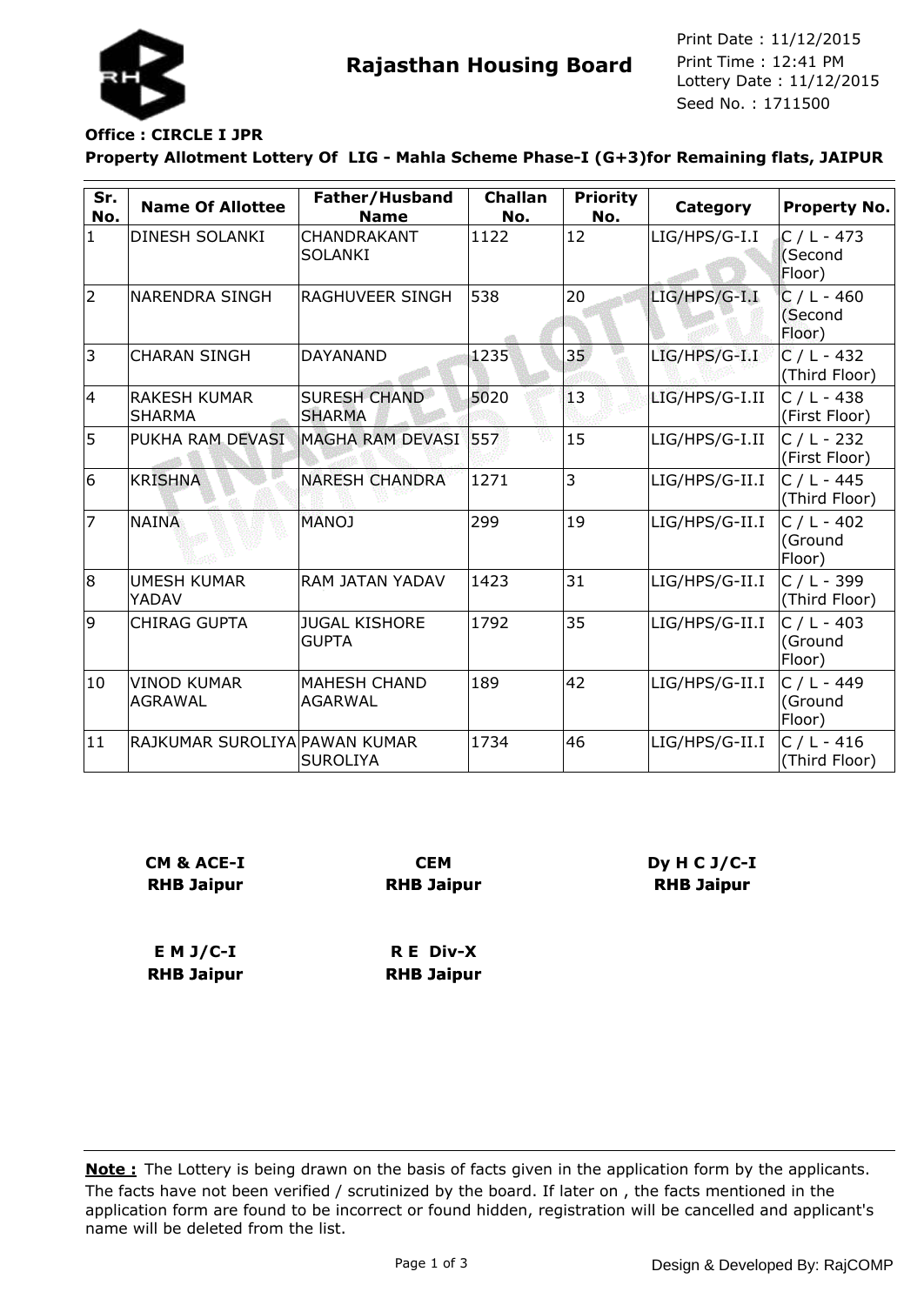# Rajasthan Housing Board

Print Date : 11/12/2015
Print Time : 12:41 PM
Lottery Date : 11/12/2015
Seed No. : 1711500

**Office : CIRCLE I JPR**

**Property Allotment Lottery Of LIG - Mahla Scheme Phase-I (G+3)for Remaining flats, JAIPUR**

| Sr. No. | Name Of Allottee | Father/Husband Name | Challan No. | Priority No. | Category | Property No. |
|---|---|---|---|---|---|---|
| 1 | DINESH SOLANKI | CHANDRAKANT SOLANKI | 1122 | 12 | LIG/HPS/G-I.I | C / L - 473 (Second Floor) |
| 2 | NARENDRA SINGH | RAGHUVEER SINGH | 538 | 20 | LIG/HPS/G-I.I | C / L - 460 (Second Floor) |
| 3 | CHARAN SINGH | DAYANAND | 1235 | 35 | LIG/HPS/G-I.I | C / L - 432 (Third Floor) |
| 4 | RAKESH KUMAR SHARMA | SURESH CHAND SHARMA | 5020 | 13 | LIG/HPS/G-I.II | C / L - 438 (First Floor) |
| 5 | PUKHA RAM DEVASI | MAGHA RAM DEVASI | 557 | 15 | LIG/HPS/G-I.II | C / L - 232 (First Floor) |
| 6 | KRISHNA | NARESH CHANDRA | 1271 | 3 | LIG/HPS/G-II.I | C / L - 445 (Third Floor) |
| 7 | NAINA | MANOJ | 299 | 19 | LIG/HPS/G-II.I | C / L - 402 (Ground Floor) |
| 8 | UMESH KUMAR YADAV | RAM JATAN YADAV | 1423 | 31 | LIG/HPS/G-II.I | C / L - 399 (Third Floor) |
| 9 | CHIRAG GUPTA | JUGAL KISHORE GUPTA | 1792 | 35 | LIG/HPS/G-II.I | C / L - 403 (Ground Floor) |
| 10 | VINOD KUMAR AGRAWAL | MAHESH CHAND AGARWAL | 189 | 42 | LIG/HPS/G-II.I | C / L - 449 (Ground Floor) |
| 11 | RAJKUMAR SUROLIYA | PAWAN KUMAR SUROLIYA | 1734 | 46 | LIG/HPS/G-II.I | C / L - 416 (Third Floor) |

**CM & ACE-I**
**RHB Jaipur**

**CEM**
**RHB Jaipur**

**Dy H C J/C-I**
**RHB Jaipur**

**E M J/C-I**
**RHB Jaipur**

**R E Div-X**
**RHB Jaipur**

**Note :** The Lottery is being drawn on the basis of facts given in the application form by the applicants. The facts have not been verified / scrutinized by the board. If later on , the facts mentioned in the application form are found to be incorrect or found hidden, registration will be cancelled and applicant's name will be deleted from the list.

Design & Developed By: RajCOMP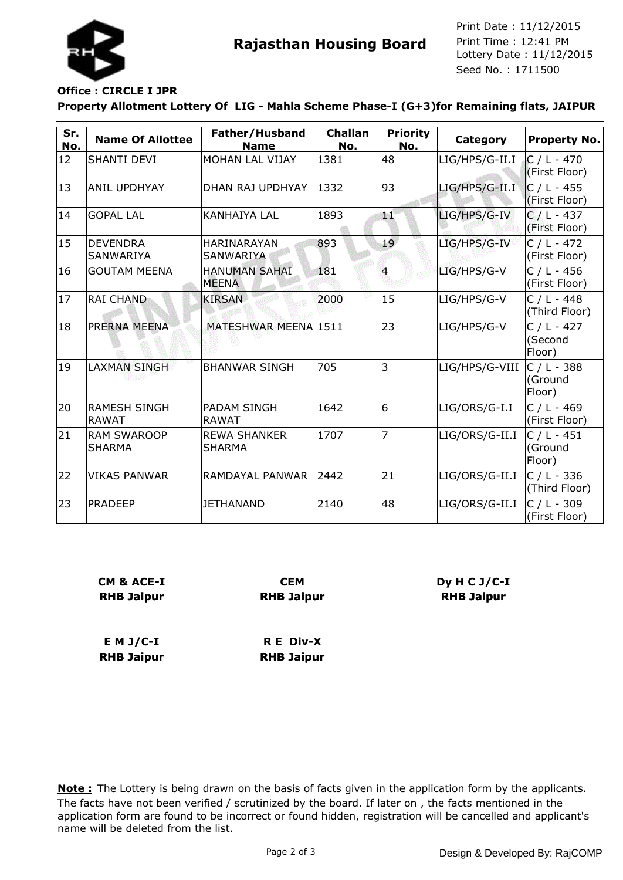**Rajasthan Housing Board**

Print Date : 11/12/2015
Print Time : 12:41 PM
Lottery Date : 11/12/2015
Seed No. : 1711500

**Office : CIRCLE I JPR**

**Property Allotment Lottery Of LIG - Mahla Scheme Phase-I (G+3)for Remaining flats, JAIPUR**

| Sr. No. | Name Of Allottee | Father/Husband Name | Challan No. | Priority No. | Category | Property No. |
|---|---|---|---|---|---|---|
| 12 | SHANTI DEVI | MOHAN LAL VIJAY | 1381 | 48 | LIG/HPS/G-II.I | C / L - 470 (First Floor) |
| 13 | ANIL UPDHYAY | DHAN RAJ UPDHYAY | 1332 | 93 | LIG/HPS/G-II.I | C / L - 455 (First Floor) |
| 14 | GOPAL LAL | KANHAIYA LAL | 1893 | 11 | LIG/HPS/G-IV | C / L - 437 (First Floor) |
| 15 | DEVENDRA SANWARIYA | HARINARAYAN SANWARIYA | 893 | 19 | LIG/HPS/G-IV | C / L - 472 (First Floor) |
| 16 | GOUTAM MEENA | HANUMAN SAHAI MEENA | 181 | 4 | LIG/HPS/G-V | C / L - 456 (First Floor) |
| 17 | RAI CHAND | KIRSAN | 2000 | 15 | LIG/HPS/G-V | C / L - 448 (Third Floor) |
| 18 | PRERNA MEENA | MATESHWAR MEENA | 1511 | 23 | LIG/HPS/G-V | C / L - 427 (Second Floor) |
| 19 | LAXMAN SINGH | BHANWAR SINGH | 705 | 3 | LIG/HPS/G-VIII | C / L - 388 (Ground Floor) |
| 20 | RAMESH SINGH RAWAT | PADAM SINGH RAWAT | 1642 | 6 | LIG/ORS/G-I.I | C / L - 469 (First Floor) |
| 21 | RAM SWAROOP SHARMA | REWA SHANKER SHARMA | 1707 | 7 | LIG/ORS/G-II.I | C / L - 451 (Ground Floor) |
| 22 | VIKAS PANWAR | RAMDAYAL PANWAR | 2442 | 21 | LIG/ORS/G-II.I | C / L - 336 (Third Floor) |
| 23 | PRADEEP | JETHANAND | 2140 | 48 | LIG/ORS/G-II.I | C / L - 309 (First Floor) |

**CM & ACE-I**
**RHB Jaipur**

**CEM**
**RHB Jaipur**

**Dy H C J/C-I**
**RHB Jaipur**

**E M J/C-I**
**RHB Jaipur**

**R E Div-X**
**RHB Jaipur**

**Note :** The Lottery is being drawn on the basis of facts given in the application form by the applicants. The facts have not been verified / scrutinized by the board. If later on , the facts mentioned in the application form are found to be incorrect or found hidden, registration will be cancelled and applicant's name will be deleted from the list.

Design & Developed By: RajCOMP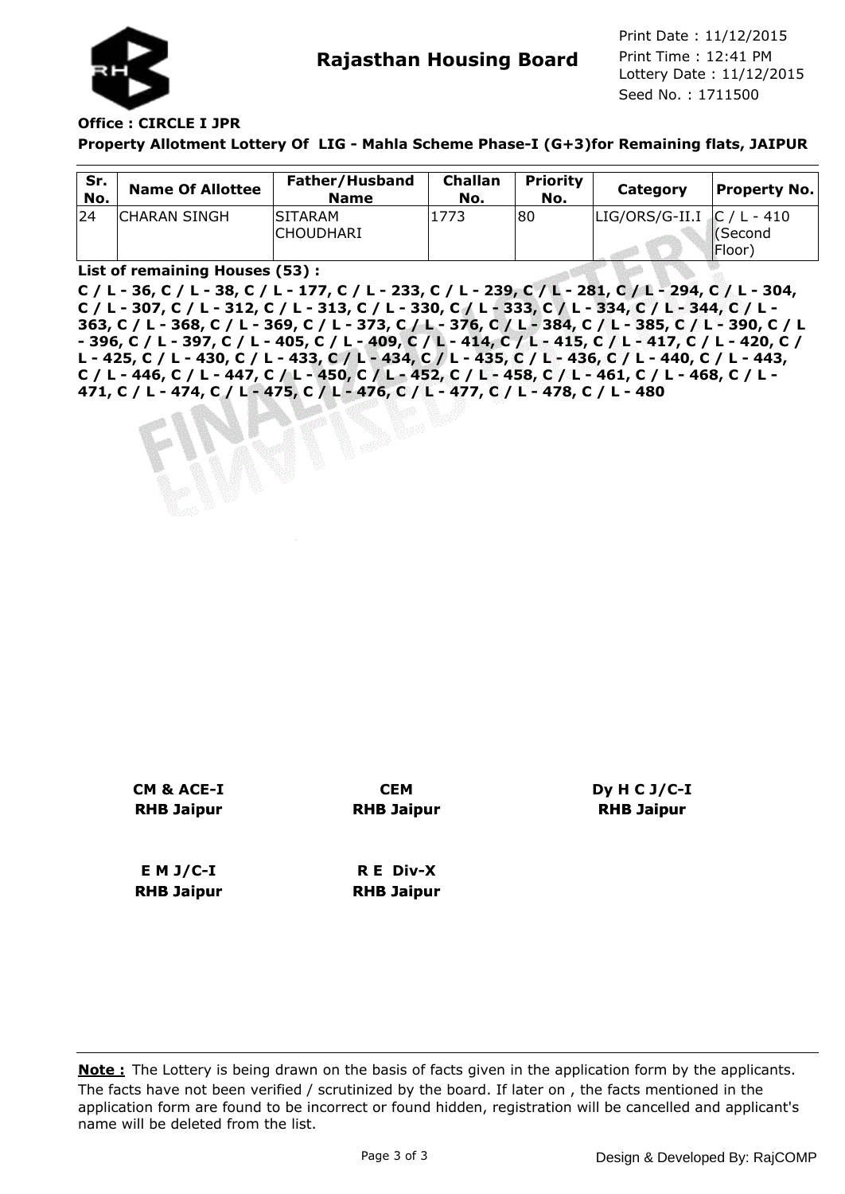# Rajasthan Housing Board

Print Date : 11/12/2015
Print Time : 12:41 PM
Lottery Date : 11/12/2015
Seed No. : 1711500

**Office : CIRCLE I JPR**

**Property Allotment Lottery Of LIG - Mahla Scheme Phase-I (G+3)for Remaining flats, JAIPUR**

| Sr. No. | Name Of Allottee | Father/Husband Name | Challan No. | Priority No. | Category | Property No. |
|---|---|---|---|---|---|---|
| 24 | CHARAN SINGH | SITARAM CHOUDHARI | 1773 | 80 | LIG/ORS/G-II.I | C / L - 410 (Second Floor) |

**List of remaining Houses (53) :**

**C / L - 36, C / L - 38, C / L - 177, C / L - 233, C / L - 239, C / L - 281, C / L - 294, C / L - 304, C / L - 307, C / L - 312, C / L - 313, C / L - 330, C / L - 333, C / L - 334, C / L - 344, C / L - 363, C / L - 368, C / L - 369, C / L - 373, C / L - 376, C / L - 384, C / L - 385, C / L - 390, C / L - 396, C / L - 397, C / L - 405, C / L - 409, C / L - 414, C / L - 415, C / L - 417, C / L - 420, C / L - 425, C / L - 430, C / L - 433, C / L - 434, C / L - 435, C / L - 436, C / L - 440, C / L - 443, C / L - 446, C / L - 447, C / L - 450, C / L - 452, C / L - 458, C / L - 461, C / L - 468, C / L - 471, C / L - 474, C / L - 475, C / L - 476, C / L - 477, C / L - 478, C / L - 480**

**CM & ACE-I**
**RHB Jaipur**

**CEM**
**RHB Jaipur**

**Dy H C J/C-I**
**RHB Jaipur**

**E M J/C-I**
**RHB Jaipur**

**R E Div-X**
**RHB Jaipur**

**Note :** The Lottery is being drawn on the basis of facts given in the application form by the applicants. The facts have not been verified / scrutinized by the board. If later on , the facts mentioned in the application form are found to be incorrect or found hidden, registration will be cancelled and applicant's name will be deleted from the list.

Design & Developed By: RajCOMP